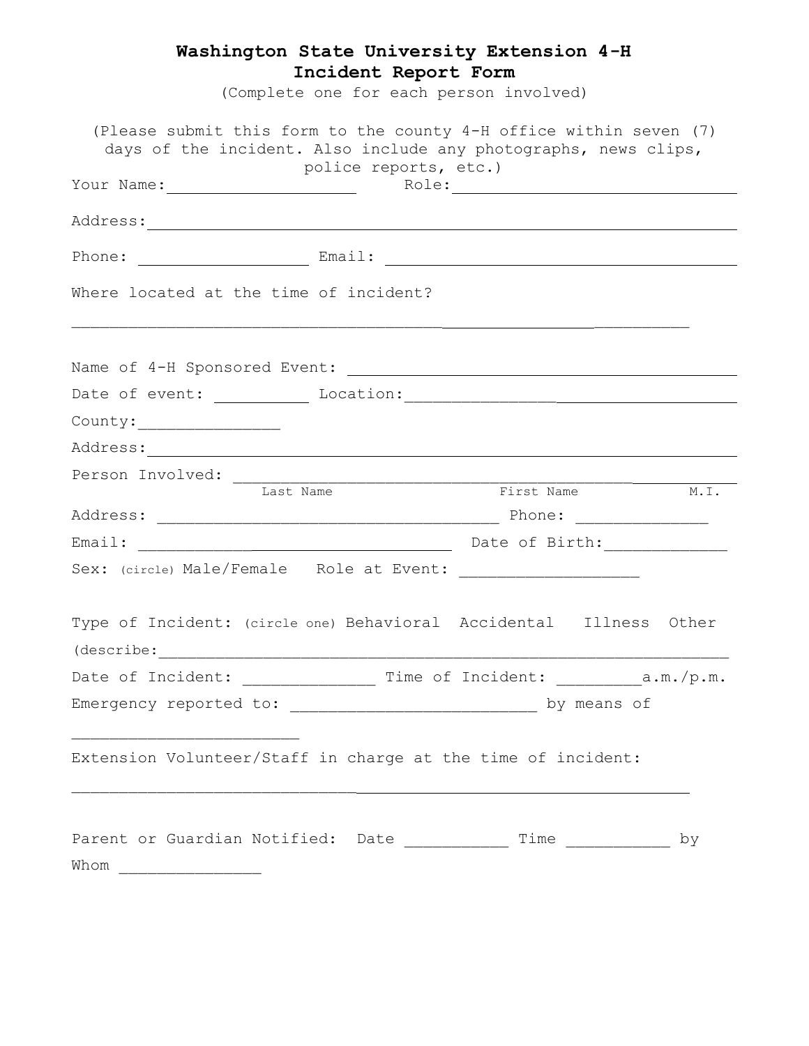# Washington State University Extension 4-H
## Incident Report Form

(Complete one for each person involved)

(Please submit this form to the county 4-H office within seven (7) days of the incident. Also include any photographs, news clips, police reports, etc.)

Your Name:____________________ Role:________________________________

Address:______________________________________________________________

Phone: __________________ Email: _____________________________________

Where located at the time of incident?

_________________________________________________________________

Name of 4-H Sponsored Event: _________________________________________

Date of event: __________ Location:_____________________________________

County:_______________

Address:______________________________________________________________

Person Involved: ___________________________________________________________

Last Name First Name M.I.

Address: ____________________________________ Phone: ______________

Email: _________________________________ Date of Birth:_____________

Sex: (circle) Male/Female Role at Event: ___________________

Type of Incident: (circle one) Behavioral Accidental Illness Other

(describe:_____________________________________________________________

Date of Incident: ______________ Time of Incident: _________a.m./p.m.

Emergency reported to: __________________________ by means of

________________________

Extension Volunteer/Staff in charge at the time of incident:

_________________________________________________________________

Parent or Guardian Notified: Date ___________ Time ___________ by

Whom _______________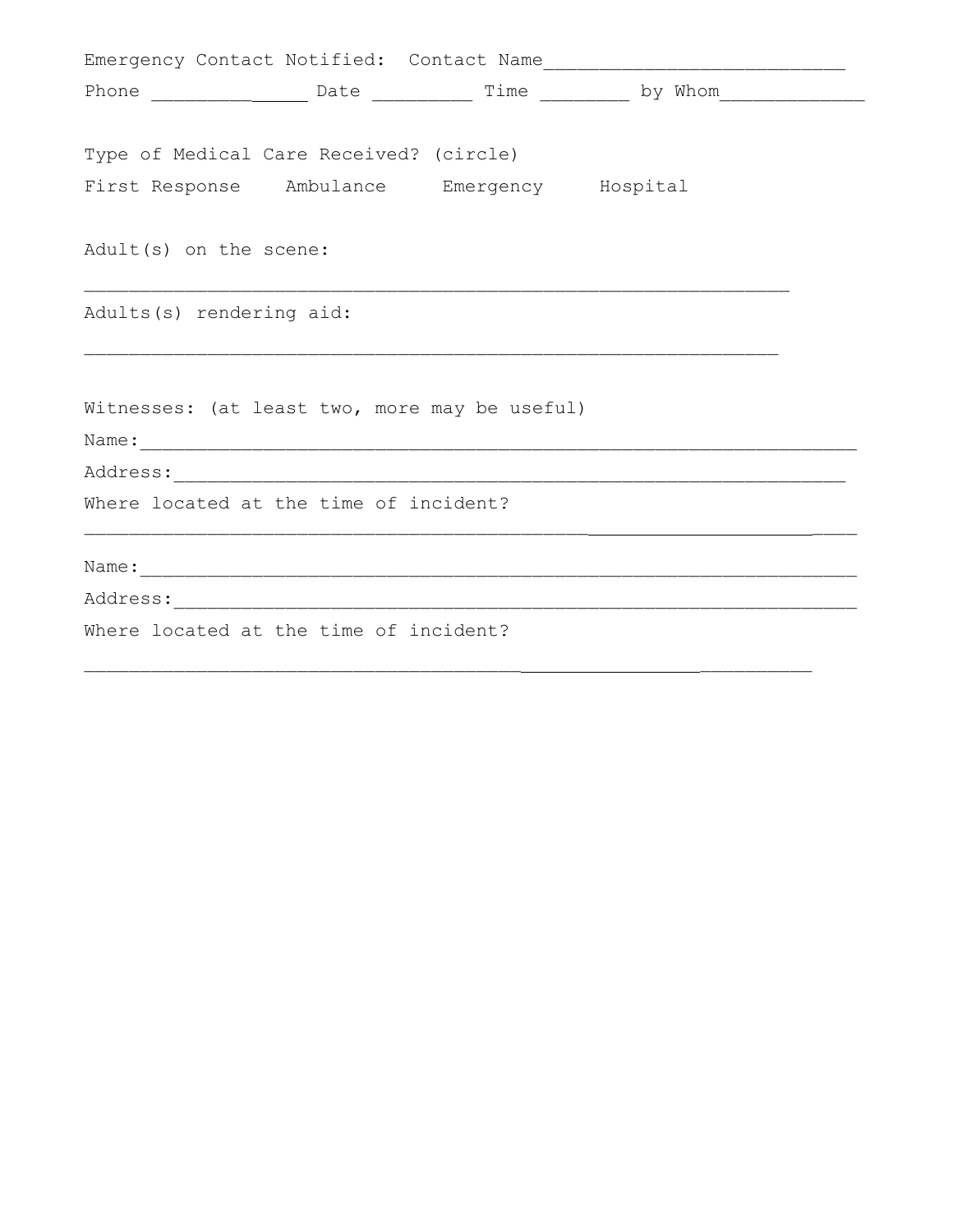Emergency Contact Notified: Contact Name____________________________

Phone ______________ Date _________ Time ________ by Whom_____________

Type of Medical Care Received? (circle)

First Response    Ambulance    Emergency    Hospital

Adult(s) on the scene:

_______________________________________________________________

Adults(s) rendering aid:

______________________________________________________________

Witnesses: (at least two, more may be useful)

Name:_________________________________________________________________

Address:_____________________________________________________________

Where located at the time of incident?

_____________________________________________________________________

Name:_________________________________________________________________

Address:______________________________________________________________

Where located at the time of incident?

_________________________________________________________________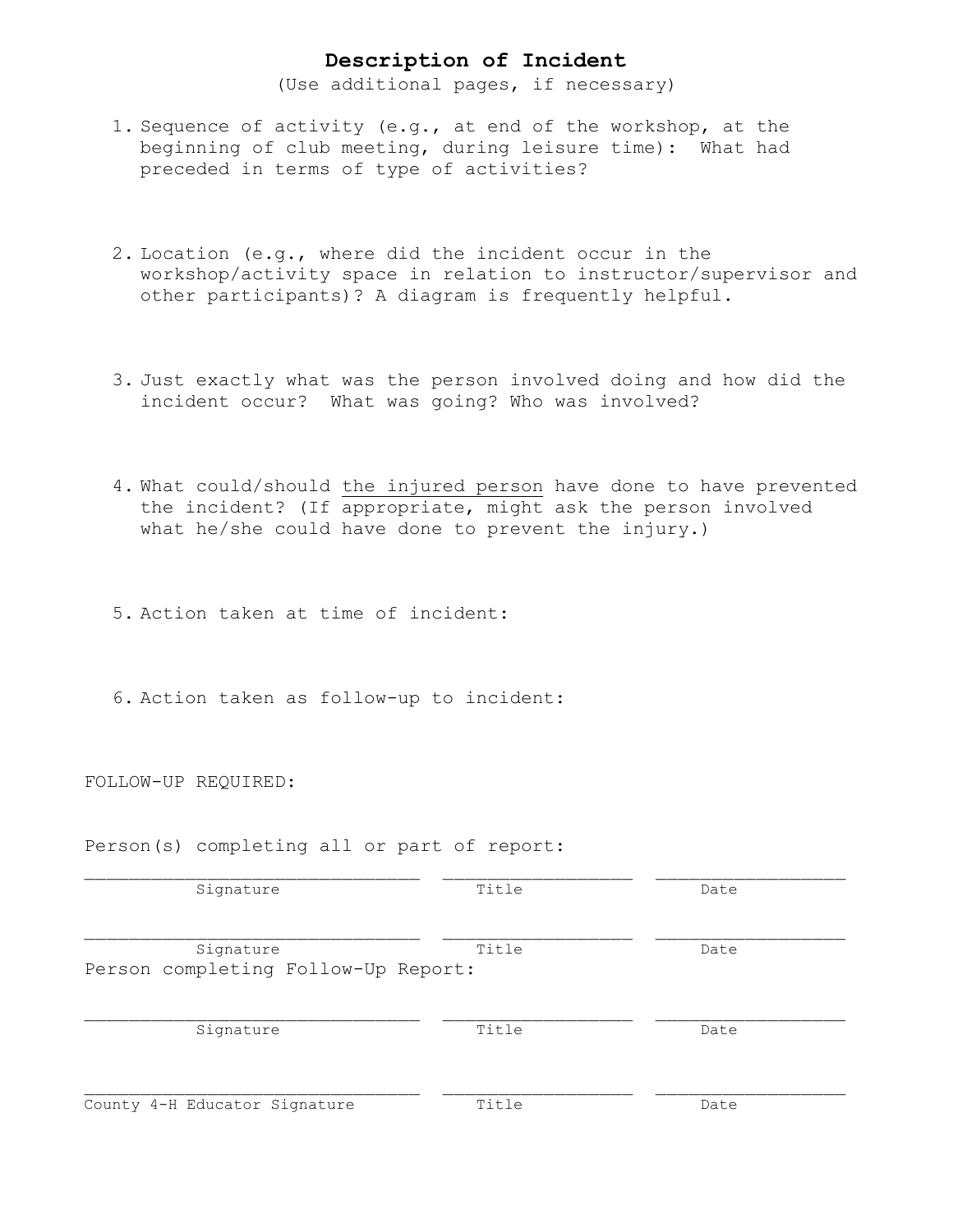# Description of Incident

(Use additional pages, if necessary)

1. Sequence of activity (e.g., at end of the workshop, at the beginning of club meeting, during leisure time): What had preceded in terms of type of activities?

2. Location (e.g., where did the incident occur in the workshop/activity space in relation to instructor/supervisor and other participants)? A diagram is frequently helpful.

3. Just exactly what was the person involved doing and how did the incident occur? What was going? Who was involved?

4. What could/should <u>the injured person</u> have done to have prevented the incident? (If appropriate, might ask the person involved what he/she could have done to prevent the injury.)

5. Action taken at time of incident:

6. Action taken as follow-up to incident:

FOLLOW-UP REQUIRED:

Person(s) completing all or part of report:

_______________________________ __________________ __________________
Signature Title Date

_______________________________ __________________ __________________
Signature Title Date

Person completing Follow-Up Report:

_______________________________ __________________ __________________
Signature Title Date

_______________________________ __________________ __________________
County 4-H Educator Signature Title Date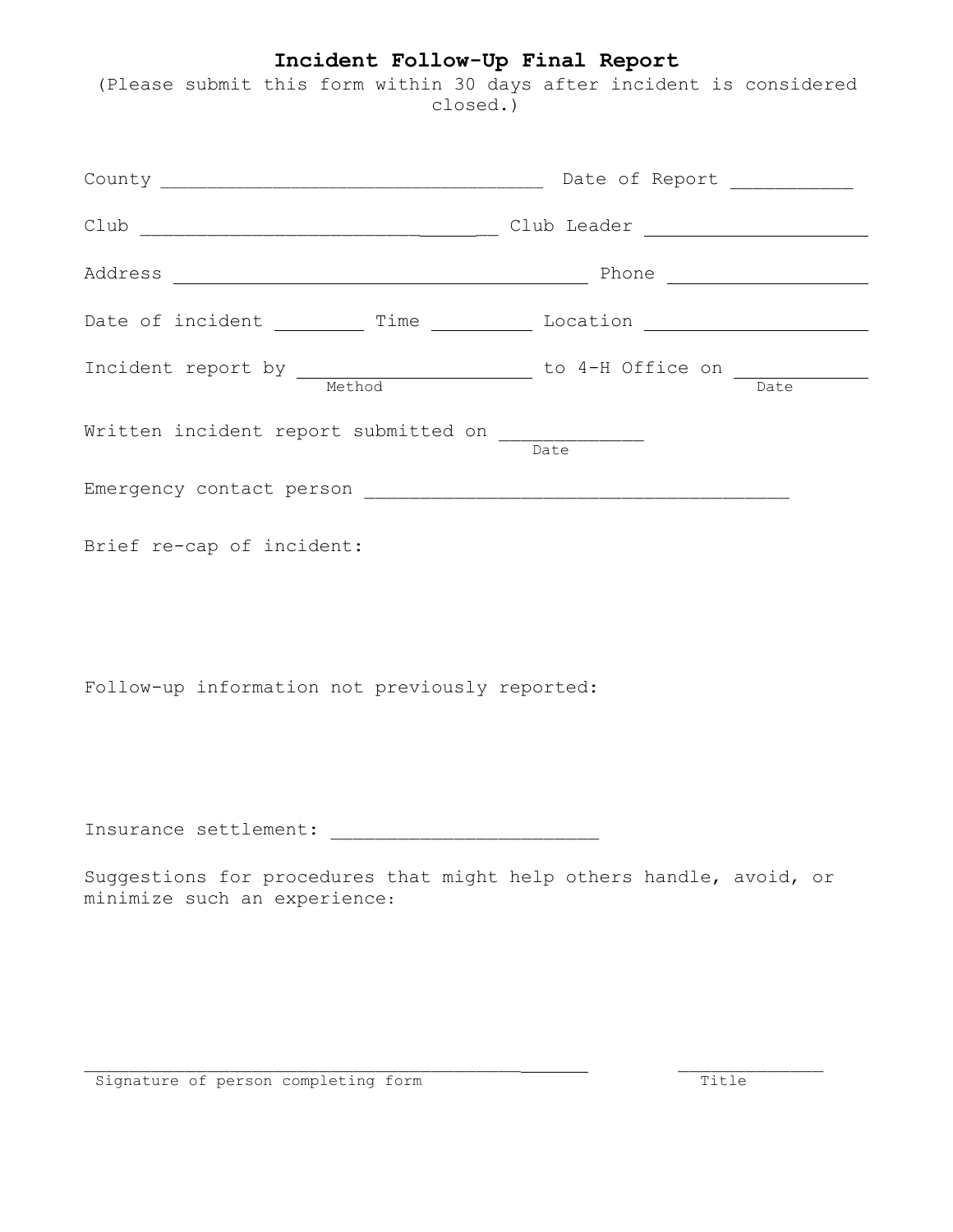# Incident Follow-Up Final Report

(Please submit this form within 30 days after incident is considered closed.)

County ___________________________________ Date of Report ___________

Club ___________________________ Club Leader ______________________

Address _____________________________________ Phone __________________

Date of incident ________ Time _________ Location ____________________

Incident report by ____________________ to 4-H Office on ____________
Method Date

Written incident report submitted on _____________
Date

Emergency contact person ______________________________________

Brief re-cap of incident:

Follow-up information not previously reported:

Insurance settlement: ________________________

Suggestions for procedures that might help others handle, avoid, or minimize such an experience:

_____________________________________________ ______________
Signature of person completing form Title